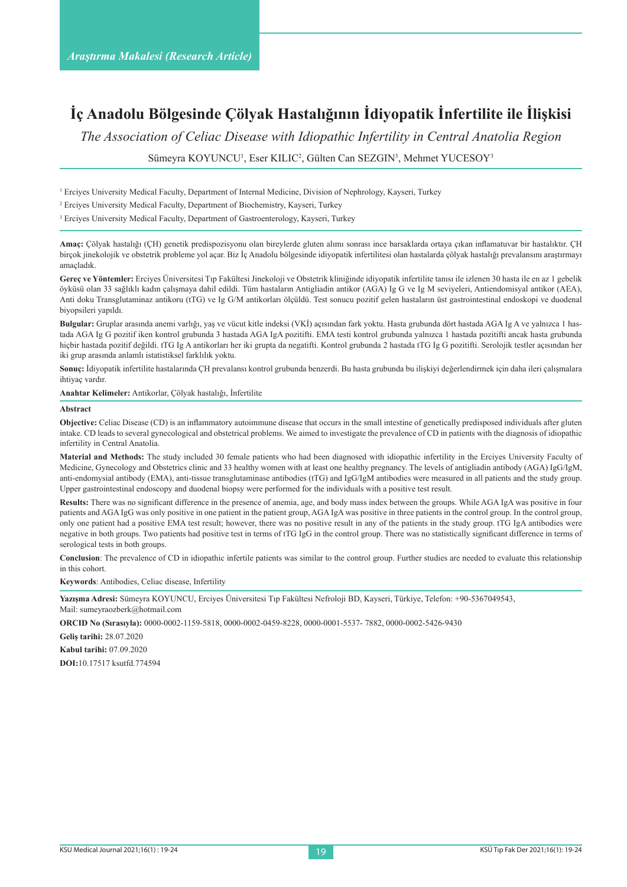Araştırma Makalesi (Research Article)

# İç Anadolu Bölgesinde Çölyak Hastalığının İdiyopatik İnfertilite ile İlişkisi

*The Association of Celiac Disease with Idiopathic Infertility in Central Anatolia Region*

Sümeyra KOYUNCU[1], Eser KILIC[2], Gülten Can SEZGIN[3], Mehmet YUCESOY[3]

[1] Erciyes University Medical Faculty, Department of Internal Medicine, Division of Nephrology, Kayseri, Turkey

[2] Erciyes University Medical Faculty, Department of Biochemistry, Kayseri, Turkey

[3] Erciyes University Medical Faculty, Department of Gastroenterology, Kayseri, Turkey

**Amaç:** Çölyak hastalığı (ÇH) genetik predispozisyonu olan bireylerde gluten alımı sonrası ince barsaklarda ortaya çıkan inflamatuvar bir hastalıktır. ÇH birçok jinekolojik ve obstetrik probleme yol açar. Biz İç Anadolu bölgesinde idiyopatik infertilitesi olan hastalarda çölyak hastalığı prevalansını araştırmayı amaçladık.

**Gereç ve Yöntemler:** Erciyes Üniversitesi Tıp Fakültesi Jinekoloji ve Obstetrik kliniğinde idiyopatik infertilite tanısı ile izlenen 30 hasta ile en az 1 gebelik öyküsü olan 33 sağlıklı kadın çalışmaya dahil edildi. Tüm hastaların Antigliadin antikor (AGA) Ig G ve Ig M seviyeleri, Antiendomisyal antikor (AEA), Anti doku Transglutaminaz antikoru (tTG) ve Ig G/M antikorları ölçüldü. Test sonucu pozitif gelen hastaların üst gastrointestinal endoskopi ve duodenal biyopsileri yapıldı.

**Bulgular:** Gruplar arasında anemi varlığı, yaş ve vücut kitle indeksi (VKİ) açısından fark yoktu. Hasta grubunda dört hastada AGA Ig A ve yalnızca 1 hastada AGA Ig G pozitif iken kontrol grubunda 3 hastada AGA IgA pozitifti. EMA testi kontrol grubunda yalnızca 1 hastada pozitifti ancak hasta grubunda hiçbir hastada pozitif değildi. tTG Ig A antikorları her iki grupta da negatifti. Kontrol grubunda 2 hastada tTG Ig G pozitifti. Serolojik testler açısından her iki grup arasında anlamlı istatistiksel farklılık yoktu.

**Sonuç:** İdiyopatik infertilite hastalarında ÇH prevalansı kontrol grubunda benzerdi. Bu hasta grubunda bu ilişkiyi değerlendirmek için daha ileri çalışmalara ihtiyaç vardır.

**Anahtar Kelimeler:** Antikorlar, Çölyak hastalığı, İnfertilite

## Abstract

**Objective:** Celiac Disease (CD) is an inflammatory autoimmune disease that occurs in the small intestine of genetically predisposed individuals after gluten intake. CD leads to several gynecological and obstetrical problems. We aimed to investigate the prevalence of CD in patients with the diagnosis of idiopathic infertility in Central Anatolia.

**Material and Methods:** The study included 30 female patients who had been diagnosed with idiopathic infertility in the Erciyes University Faculty of Medicine, Gynecology and Obstetrics clinic and 33 healthy women with at least one healthy pregnancy. The levels of antigliadin antibody (AGA) IgG/IgM, anti-endomysial antibody (EMA), anti-tissue transglutaminase antibodies (tTG) and IgG/IgM antibodies were measured in all patients and the study group. Upper gastrointestinal endoscopy and duodenal biopsy were performed for the individuals with a positive test result.

**Results:** There was no significant difference in the presence of anemia, age, and body mass index between the groups. While AGA IgA was positive in four patients and AGA IgG was only positive in one patient in the patient group, AGA IgA was positive in three patients in the control group. In the control group, only one patient had a positive EMA test result; however, there was no positive result in any of the patients in the study group. tTG IgA antibodies were negative in both groups. Two patients had positive test in terms of tTG IgG in the control group. There was no statistically significant difference in terms of serological tests in both groups.

**Conclusion**: The prevalence of CD in idiopathic infertile patients was similar to the control group. Further studies are needed to evaluate this relationship in this cohort.

**Keywords**: Antibodies, Celiac disease, Infertility

**Yazışma Adresi:** Sümeyra KOYUNCU, Erciyes Üniversitesi Tıp Fakültesi Nefroloji BD, Kayseri, Türkiye, Telefon: +90-5367049543, Mail: sumeyraozberk@hotmail.com

**ORCID No (Sırasıyla):** 0000-0002-1159-5818, 0000-0002-0459-8228, 0000-0001-5537- 7882, 0000-0002-5426-9430

**Geliş tarihi:** 28.07.2020

**Kabul tarihi:** 07.09.2020

**DOI:**10.17517 ksutfd.774594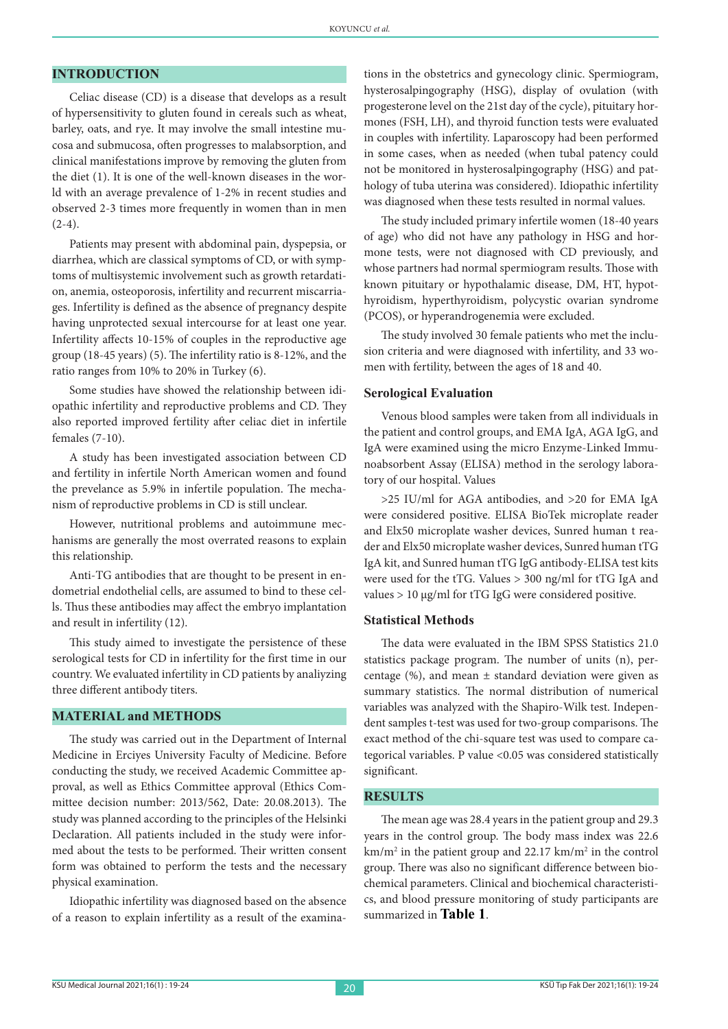## INTRODUCTION

Celiac disease (CD) is a disease that develops as a result of hypersensitivity to gluten found in cereals such as wheat, barley, oats, and rye. It may involve the small intestine mucosa and submucosa, often progresses to malabsorption, and clinical manifestations improve by removing the gluten from the diet (1). It is one of the well-known diseases in the world with an average prevalence of 1-2% in recent studies and observed 2-3 times more frequently in women than in men (2-4).

Patients may present with abdominal pain, dyspepsia, or diarrhea, which are classical symptoms of CD, or with symptoms of multisystemic involvement such as growth retardation, anemia, osteoporosis, infertility and recurrent miscarriages. Infertility is defined as the absence of pregnancy despite having unprotected sexual intercourse for at least one year. Infertility affects 10-15% of couples in the reproductive age group (18-45 years) (5). The infertility ratio is 8-12%, and the ratio ranges from 10% to 20% in Turkey (6).

Some studies have showed the relationship between idiopathic infertility and reproductive problems and CD. They also reported improved fertility after celiac diet in infertile females (7-10).

A study has been investigated association between CD and fertility in infertile North American women and found the prevelance as 5.9% in infertile population. The mechanism of reproductive problems in CD is still unclear.

However, nutritional problems and autoimmune mechanisms are generally the most overrated reasons to explain this relationship.

Anti-TG antibodies that are thought to be present in endometrial endothelial cells, are assumed to bind to these cells. Thus these antibodies may affect the embryo implantation and result in infertility (12).

This study aimed to investigate the persistence of these serological tests for CD in infertility for the first time in our country. We evaluated infertility in CD patients by analiyzing three different antibody titers.

## MATERIAL and METHODS

The study was carried out in the Department of Internal Medicine in Erciyes University Faculty of Medicine. Before conducting the study, we received Academic Committee approval, as well as Ethics Committee approval (Ethics Committee decision number: 2013/562, Date: 20.08.2013). The study was planned according to the principles of the Helsinki Declaration. All patients included in the study were informed about the tests to be performed. Their written consent form was obtained to perform the tests and the necessary physical examination.

Idiopathic infertility was diagnosed based on the absence of a reason to explain infertility as a result of the examinations in the obstetrics and gynecology clinic. Spermiogram, hysterosalpingography (HSG), display of ovulation (with progesterone level on the 21st day of the cycle), pituitary hormones (FSH, LH), and thyroid function tests were evaluated in couples with infertility. Laparoscopy had been performed in some cases, when as needed (when tubal patency could not be monitored in hysterosalpingography (HSG) and pathology of tuba uterina was considered). Idiopathic infertility was diagnosed when these tests resulted in normal values.

The study included primary infertile women (18-40 years of age) who did not have any pathology in HSG and hormone tests, were not diagnosed with CD previously, and whose partners had normal spermiogram results. Those with known pituitary or hypothalamic disease, DM, HT, hypothyroidism, hyperthyroidism, polycystic ovarian syndrome (PCOS), or hyperandrogenemia were excluded.

The study involved 30 female patients who met the inclusion criteria and were diagnosed with infertility, and 33 women with fertility, between the ages of 18 and 40.

### Serological Evaluation

Venous blood samples were taken from all individuals in the patient and control groups, and EMA IgA, AGA IgG, and IgA were examined using the micro Enzyme-Linked Immunoabsorbent Assay (ELISA) method in the serology laboratory of our hospital. Values

>25 IU/ml for AGA antibodies, and >20 for EMA IgA were considered positive. ELISA BioTek microplate reader and Elx50 microplate washer devices, Sunred human t reader and Elx50 microplate washer devices, Sunred human tTG IgA kit, and Sunred human tTG IgG antibody-ELISA test kits were used for the tTG. Values > 300 ng/ml for tTG IgA and values > 10 µg/ml for tTG IgG were considered positive.

### Statistical Methods

The data were evaluated in the IBM SPSS Statistics 21.0 statistics package program. The number of units (n), percentage (%), and mean ± standard deviation were given as summary statistics. The normal distribution of numerical variables was analyzed with the Shapiro-Wilk test. Independent samples t-test was used for two-group comparisons. The exact method of the chi-square test was used to compare categorical variables. P value <0.05 was considered statistically significant.

## RESULTS

The mean age was 28.4 years in the patient group and 29.3 years in the control group. The body mass index was 22.6 km/m² in the patient group and 22.17 km/m² in the control group. There was also no significant difference between biochemical parameters. Clinical and biochemical characteristics, and blood pressure monitoring of study participants are summarized in **Table 1**.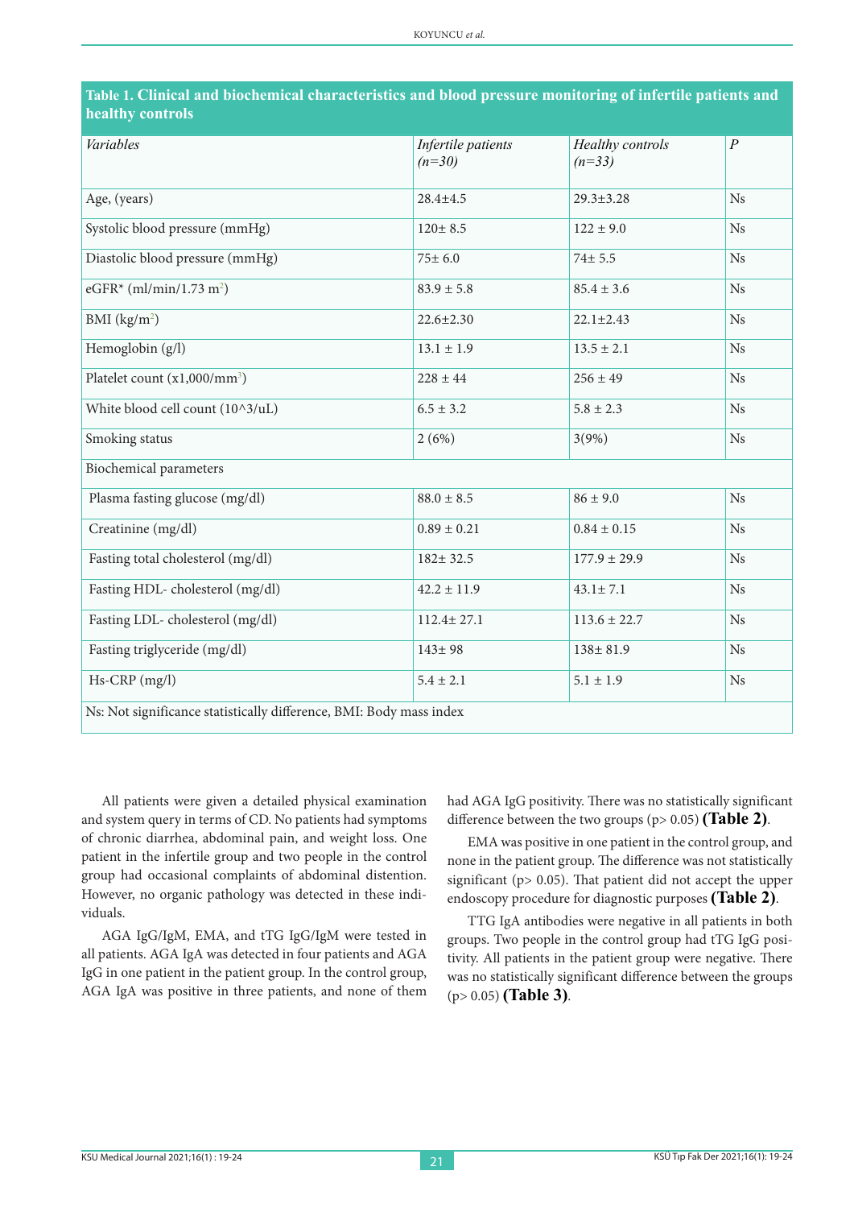**Table 1. Clinical and biochemical characteristics and blood pressure monitoring of infertile patients and healthy controls**

| *Variables* | *Infertile patients (n=30)* | *Healthy controls (n=33)* | *P* |
|---|---|---|---|
| Age, (years) | 28.4±4.5 | 29.3±3.28 | Ns |
| Systolic blood pressure (mmHg) | 120± 8.5 | 122 ± 9.0 | Ns |
| Diastolic blood pressure (mmHg) | 75± 6.0 | 74± 5.5 | Ns |
| eGFR* (ml/min/1.73 m$^2$) | 83.9 ± 5.8 | 85.4 ± 3.6 | Ns |
| BMI (kg/m$^2$) | 22.6±2.30 | 22.1±2.43 | Ns |
| Hemoglobin (g/l) | 13.1 ± 1.9 | 13.5 ± 2.1 | Ns |
| Platelet count (x1,000/mm$^3$) | 228 ± 44 | 256 ± 49 | Ns |
| White blood cell count (10^3/uL) | 6.5 ± 3.2 | 5.8 ± 2.3 | Ns |
| Smoking status | 2 (6%) | 3(9%) | Ns |
| Biochemical parameters | | | |
| Plasma fasting glucose (mg/dl) | 88.0 ± 8.5 | 86 ± 9.0 | Ns |
| Creatinine (mg/dl) | 0.89 ± 0.21 | 0.84 ± 0.15 | Ns |
| Fasting total cholesterol (mg/dl) | 182± 32.5 | 177.9 ± 29.9 | Ns |
| Fasting HDL- cholesterol (mg/dl) | 42.2 ± 11.9 | 43.1± 7.1 | Ns |
| Fasting LDL- cholesterol (mg/dl) | 112.4± 27.1 | 113.6 ± 22.7 | Ns |
| Fasting triglyceride (mg/dl) | 143± 98 | 138± 81.9 | Ns |
| Hs-CRP (mg/l) | 5.4 ± 2.1 | 5.1 ± 1.9 | Ns |

Ns: Not significance statistically difference, BMI: Body mass index

All patients were given a detailed physical examination and system query in terms of CD. No patients had symptoms of chronic diarrhea, abdominal pain, and weight loss. One patient in the infertile group and two people in the control group had occasional complaints of abdominal distention. However, no organic pathology was detected in these individuals.

AGA IgG/IgM, EMA, and tTG IgG/IgM were tested in all patients. AGA IgA was detected in four patients and AGA IgG in one patient in the patient group. In the control group, AGA IgA was positive in three patients, and none of them had AGA IgG positivity. There was no statistically significant difference between the two groups ($p > 0.05$) **(Table 2)**.

EMA was positive in one patient in the control group, and none in the patient group. The difference was not statistically significant ($p > 0.05$). That patient did not accept the upper endoscopy procedure for diagnostic purposes **(Table 2)**.

TTG IgA antibodies were negative in all patients in both groups. Two people in the control group had tTG IgG positivity. All patients in the patient group were negative. There was no statistically significant difference between the groups ($p > 0.05$) **(Table 3)**.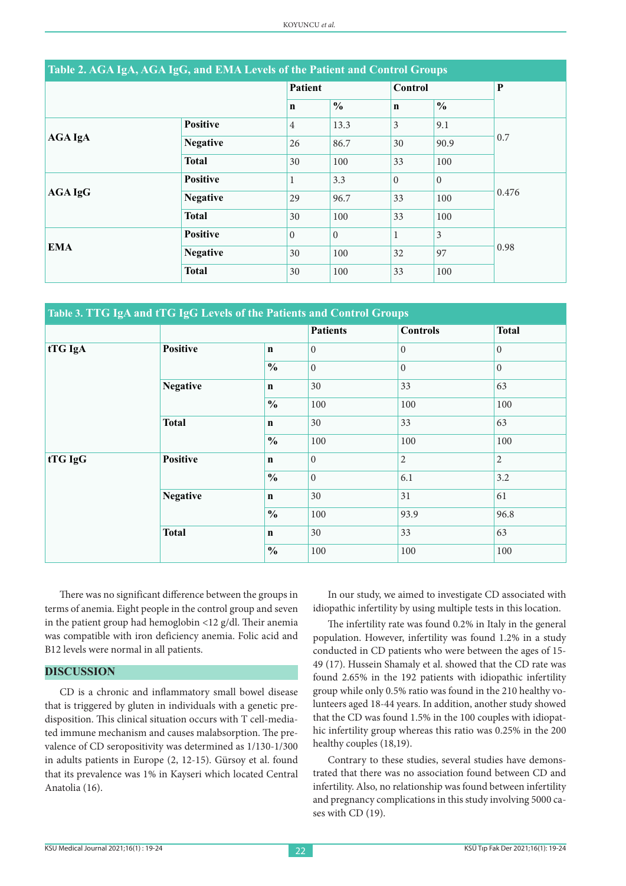**Table 2. AGA IgA, AGA IgG, and EMA Levels of the Patient and Control Groups**

| | | Patient | | Control | | P |
|---|---|---|---|---|---|---|
| | | n | % | n | % | |
| AGA IgA | Positive | 4 | 13.3 | 3 | 9.1 | 0.7 |
| | Negative | 26 | 86.7 | 30 | 90.9 | |
| | Total | 30 | 100 | 33 | 100 | |
| AGA IgG | Positive | 1 | 3.3 | 0 | 0 | 0.476 |
| | Negative | 29 | 96.7 | 33 | 100 | |
| | Total | 30 | 100 | 33 | 100 | |
| EMA | Positive | 0 | 0 | 1 | 3 | 0.98 |
| | Negative | 30 | 100 | 32 | 97 | |
| | Total | 30 | 100 | 33 | 100 | |

**Table 3. TTG IgA and tTG IgG Levels of the Patients and Control Groups**

| | | | Patients | Controls | Total |
|---|---|---|---|---|---|
| tTG IgA | Positive | n | 0 | 0 | 0 |
| | | % | 0 | 0 | 0 |
| | Negative | n | 30 | 33 | 63 |
| | | % | 100 | 100 | 100 |
| | Total | n | 30 | 33 | 63 |
| | | % | 100 | 100 | 100 |
| tTG IgG | Positive | n | 0 | 2 | 2 |
| | | % | 0 | 6.1 | 3.2 |
| | Negative | n | 30 | 31 | 61 |
| | | % | 100 | 93.9 | 96.8 |
| | Total | n | 30 | 33 | 63 |
| | | % | 100 | 100 | 100 |

There was no significant difference between the groups in terms of anemia. Eight people in the control group and seven in the patient group had hemoglobin <12 g/dl. Their anemia was compatible with iron deficiency anemia. Folic acid and B12 levels were normal in all patients.

## DISCUSSION

CD is a chronic and inflammatory small bowel disease that is triggered by gluten in individuals with a genetic predisposition. This clinical situation occurs with T cell-mediated immune mechanism and causes malabsorption. The prevalence of CD seropositivity was determined as 1/130-1/300 in adults patients in Europe (2, 12-15). Gürsoy et al. found that its prevalence was 1% in Kayseri which located Central Anatolia (16).

In our study, we aimed to investigate CD associated with idiopathic infertility by using multiple tests in this location.

The infertility rate was found 0.2% in Italy in the general population. However, infertility was found 1.2% in a study conducted in CD patients who were between the ages of 15-49 (17). Hussein Shamaly et al. showed that the CD rate was found 2.65% in the 192 patients with idiopathic infertility group while only 0.5% ratio was found in the 210 healthy volunteers aged 18-44 years. In addition, another study showed that the CD was found 1.5% in the 100 couples with idiopathic infertility group whereas this ratio was 0.25% in the 200 healthy couples (18,19).

Contrary to these studies, several studies have demonstrated that there was no association found between CD and infertility. Also, no relationship was found between infertility and pregnancy complications in this study involving 5000 cases with CD (19).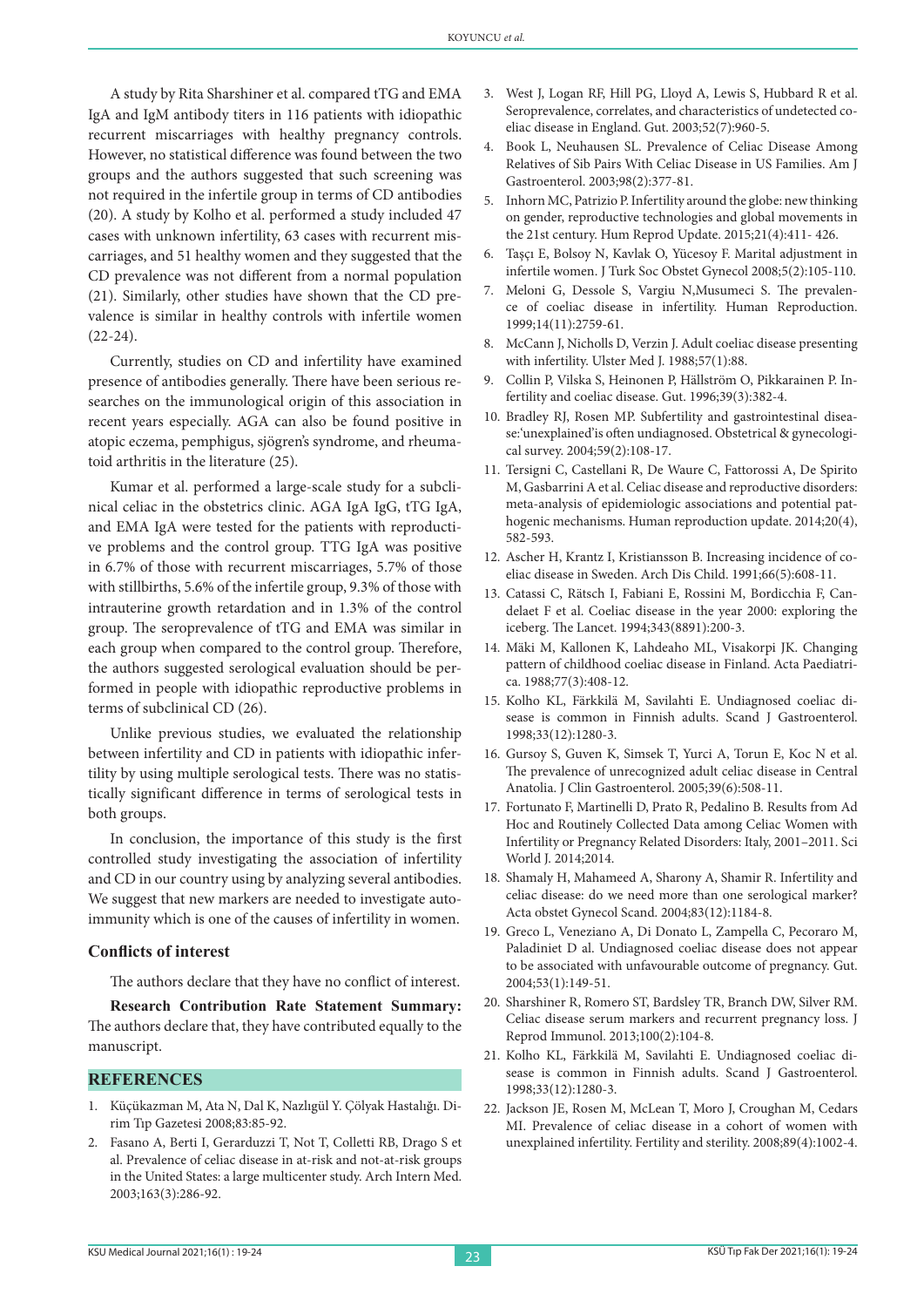A study by Rita Sharshiner et al. compared tTG and EMA IgA and IgM antibody titers in 116 patients with idiopathic recurrent miscarriages with healthy pregnancy controls. However, no statistical difference was found between the two groups and the authors suggested that such screening was not required in the infertile group in terms of CD antibodies (20). A study by Kolho et al. performed a study included 47 cases with unknown infertility, 63 cases with recurrent miscarriages, and 51 healthy women and they suggested that the CD prevalence was not different from a normal population (21). Similarly, other studies have shown that the CD prevalence is similar in healthy controls with infertile women (22-24).

Currently, studies on CD and infertility have examined presence of antibodies generally. There have been serious researches on the immunological origin of this association in recent years especially. AGA can also be found positive in atopic eczema, pemphigus, sjögren's syndrome, and rheumatoid arthritis in the literature (25).

Kumar et al. performed a large-scale study for a subclinical celiac in the obstetrics clinic. AGA IgA IgG, tTG IgA, and EMA IgA were tested for the patients with reproductive problems and the control group. TTG IgA was positive in 6.7% of those with recurrent miscarriages, 5.7% of those with stillbirths, 5.6% of the infertile group, 9.3% of those with intrauterine growth retardation and in 1.3% of the control group. The seroprevalence of tTG and EMA was similar in each group when compared to the control group. Therefore, the authors suggested serological evaluation should be performed in people with idiopathic reproductive problems in terms of subclinical CD (26).

Unlike previous studies, we evaluated the relationship between infertility and CD in patients with idiopathic infertility by using multiple serological tests. There was no statistically significant difference in terms of serological tests in both groups.

In conclusion, the importance of this study is the first controlled study investigating the association of infertility and CD in our country using by analyzing several antibodies. We suggest that new markers are needed to investigate autoimmunity which is one of the causes of infertility in women.

### Conflicts of interest

The authors declare that they have no conflict of interest.

**Research Contribution Rate Statement Summary:** The authors declare that, they have contributed equally to the manuscript.

## REFERENCES

1. Küçükazman M, Ata N, Dal K, Nazlıgül Y. Çölyak Hastalığı. Dirim Tıp Gazetesi 2008;83:85-92.
2. Fasano A, Berti I, Gerarduzzi T, Not T, Colletti RB, Drago S et al. Prevalence of celiac disease in at-risk and not-at-risk groups in the United States: a large multicenter study. Arch Intern Med. 2003;163(3):286-92.
3. West J, Logan RF, Hill PG, Lloyd A, Lewis S, Hubbard R et al. Seroprevalence, correlates, and characteristics of undetected coeliac disease in England. Gut. 2003;52(7):960-5.
4. Book L, Neuhausen SL. Prevalence of Celiac Disease Among Relatives of Sib Pairs With Celiac Disease in US Families. Am J Gastroenterol. 2003;98(2):377-81.
5. Inhorn MC, Patrizio P. Infertility around the globe: new thinking on gender, reproductive technologies and global movements in the 21st century. Hum Reprod Update. 2015;21(4):411- 426.
6. Taşçı E, Bolsoy N, Kavlak O, Yücesoy F. Marital adjustment in infertile women. J Turk Soc Obstet Gynecol 2008;5(2):105-110.
7. Meloni G, Dessole S, Vargiu N,Musumeci S. The prevalence of coeliac disease in infertility. Human Reproduction. 1999;14(11):2759-61.
8. McCann J, Nicholls D, Verzin J. Adult coeliac disease presenting with infertility. Ulster Med J. 1988;57(1):88.
9. Collin P, Vilska S, Heinonen P, Hällström O, Pikkarainen P. Infertility and coeliac disease. Gut. 1996;39(3):382-4.
10. Bradley RJ, Rosen MP. Subfertility and gastrointestinal disease:'unexplained'is often undiagnosed. Obstetrical & gynecological survey. 2004;59(2):108-17.
11. Tersigni C, Castellani R, De Waure C, Fattorossi A, De Spirito M, Gasbarrini A et al. Celiac disease and reproductive disorders: meta-analysis of epidemiologic associations and potential pathogenic mechanisms. Human reproduction update. 2014;20(4), 582-593.
12. Ascher H, Krantz I, Kristiansson B. Increasing incidence of coeliac disease in Sweden. Arch Dis Child. 1991;66(5):608-11.
13. Catassi C, Rätsch I, Fabiani E, Rossini M, Bordicchia F, Candelaet F et al. Coeliac disease in the year 2000: exploring the iceberg. The Lancet. 1994;343(8891):200-3.
14. Mäki M, Kallonen K, Lahdeaho ML, Visakorpi JK. Changing pattern of childhood coeliac disease in Finland. Acta Paediatrica. 1988;77(3):408-12.
15. Kolho KL, Färkkilä M, Savilahti E. Undiagnosed coeliac disease is common in Finnish adults. Scand J Gastroenterol. 1998;33(12):1280-3.
16. Gursoy S, Guven K, Simsek T, Yurci A, Torun E, Koc N et al. The prevalence of unrecognized adult celiac disease in Central Anatolia. J Clin Gastroenterol. 2005;39(6):508-11.
17. Fortunato F, Martinelli D, Prato R, Pedalino B. Results from Ad Hoc and Routinely Collected Data among Celiac Women with Infertility or Pregnancy Related Disorders: Italy, 2001–2011. Sci World J. 2014;2014.
18. Shamaly H, Mahameed A, Sharony A, Shamir R. Infertility and celiac disease: do we need more than one serological marker? Acta obstet Gynecol Scand. 2004;83(12):1184-8.
19. Greco L, Veneziano A, Di Donato L, Zampella C, Pecoraro M, Paladiniet D al. Undiagnosed coeliac disease does not appear to be associated with unfavourable outcome of pregnancy. Gut. 2004;53(1):149-51.
20. Sharshiner R, Romero ST, Bardsley TR, Branch DW, Silver RM. Celiac disease serum markers and recurrent pregnancy loss. J Reprod Immunol. 2013;100(2):104-8.
21. Kolho KL, Färkkilä M, Savilahti E. Undiagnosed coeliac disease is common in Finnish adults. Scand J Gastroenterol. 1998;33(12):1280-3.
22. Jackson JE, Rosen M, McLean T, Moro J, Croughan M, Cedars MI. Prevalence of celiac disease in a cohort of women with unexplained infertility. Fertility and sterility. 2008;89(4):1002-4.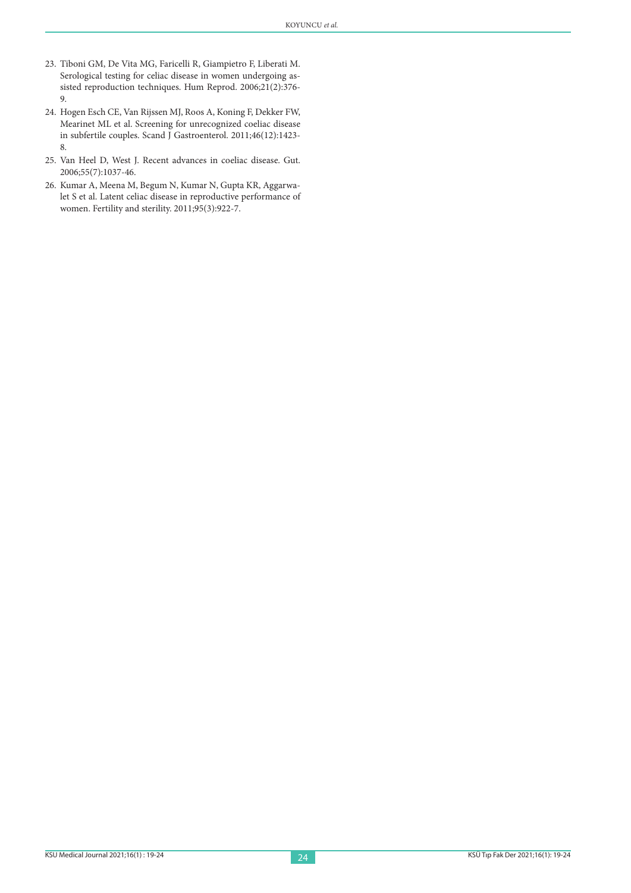23. Tiboni GM, De Vita MG, Faricelli R, Giampietro F, Liberati M. Serological testing for celiac disease in women undergoing assisted reproduction techniques. Hum Reprod. 2006;21(2):376-9.
24. Hogen Esch CE, Van Rijssen MJ, Roos A, Koning F, Dekker FW, Mearinet ML et al. Screening for unrecognized coeliac disease in subfertile couples. Scand J Gastroenterol. 2011;46(12):1423-8.
25. Van Heel D, West J. Recent advances in coeliac disease. Gut. 2006;55(7):1037-46.
26. Kumar A, Meena M, Begum N, Kumar N, Gupta KR, Aggarwalet S et al. Latent celiac disease in reproductive performance of women. Fertility and sterility. 2011;95(3):922-7.